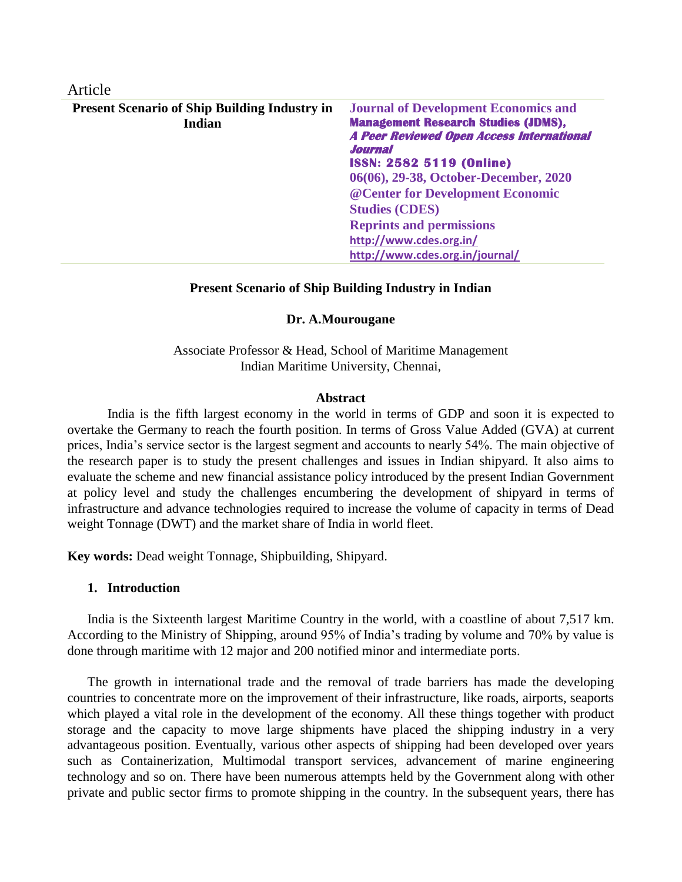Article

**Present Scenario of Ship Building Industry in Indian**

**Journal of Development Economics and Management Research Studies (JDMS),**
***A Peer Reviewed Open Access International Journal***
**ISSN: 2582 5119 (Online)**
**06(06), 29-38, October-December, 2020**
**@Center for Development Economic Studies (CDES)**
**Reprints and permissions**
**http://www.cdes.org.in/**
**http://www.cdes.org.in/journal/**

# Present Scenario of Ship Building Industry in Indian

**Dr. A.Mourougane**

Associate Professor & Head, School of Maritime Management
Indian Maritime University, Chennai,

## Abstract

India is the fifth largest economy in the world in terms of GDP and soon it is expected to overtake the Germany to reach the fourth position. In terms of Gross Value Added (GVA) at current prices, India's service sector is the largest segment and accounts to nearly 54%. The main objective of the research paper is to study the present challenges and issues in Indian shipyard. It also aims to evaluate the scheme and new financial assistance policy introduced by the present Indian Government at policy level and study the challenges encumbering the development of shipyard in terms of infrastructure and advance technologies required to increase the volume of capacity in terms of Dead weight Tonnage (DWT) and the market share of India in world fleet.

**Key words:** Dead weight Tonnage, Shipbuilding, Shipyard.

## 1. Introduction

India is the Sixteenth largest Maritime Country in the world, with a coastline of about 7,517 km. According to the Ministry of Shipping, around 95% of India's trading by volume and 70% by value is done through maritime with 12 major and 200 notified minor and intermediate ports.

The growth in international trade and the removal of trade barriers has made the developing countries to concentrate more on the improvement of their infrastructure, like roads, airports, seaports which played a vital role in the development of the economy. All these things together with product storage and the capacity to move large shipments have placed the shipping industry in a very advantageous position. Eventually, various other aspects of shipping had been developed over years such as Containerization, Multimodal transport services, advancement of marine engineering technology and so on. There have been numerous attempts held by the Government along with other private and public sector firms to promote shipping in the country. In the subsequent years, there has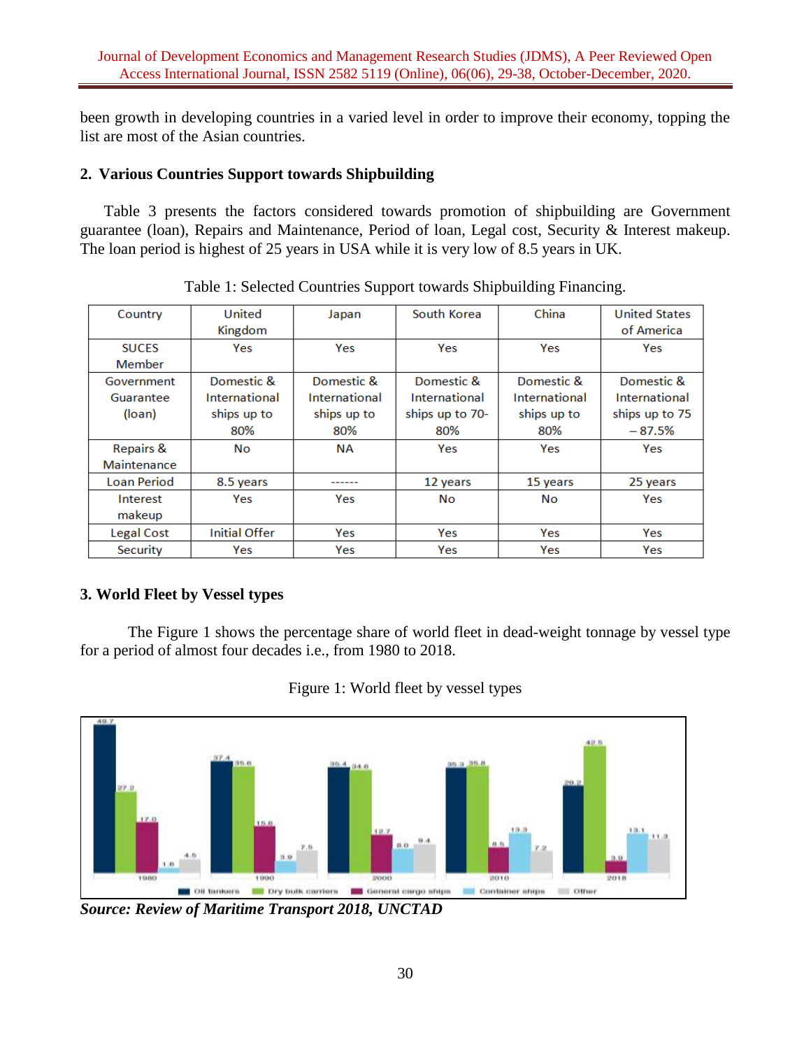been growth in developing countries in a varied level in order to improve their economy, topping the list are most of the Asian countries.

## 2. Various Countries Support towards Shipbuilding

Table 3 presents the factors considered towards promotion of shipbuilding are Government guarantee (loan), Repairs and Maintenance, Period of loan, Legal cost, Security & Interest makeup. The loan period is highest of 25 years in USA while it is very low of 8.5 years in UK.

Table 1: Selected Countries Support towards Shipbuilding Financing.

| Country | United Kingdom | Japan | South Korea | China | United States of America |
|---|---|---|---|---|---|
| SUCES Member | Yes | Yes | Yes | Yes | Yes |
| Government Guarantee (loan) | Domestic & International ships up to 80% | Domestic & International ships up to 80% | Domestic & International ships up to 70-80% | Domestic & International ships up to 80% | Domestic & International ships up to 75 – 87.5% |
| Repairs & Maintenance | No | NA | Yes | Yes | Yes |
| Loan Period | 8.5 years | ------ | 12 years | 15 years | 25 years |
| Interest makeup | Yes | Yes | No | No | Yes |
| Legal Cost | Initial Offer | Yes | Yes | Yes | Yes |
| Security | Yes | Yes | Yes | Yes | Yes |

## 3. World Fleet by Vessel types

The Figure 1 shows the percentage share of world fleet in dead-weight tonnage by vessel type for a period of almost four decades i.e., from 1980 to 2018.

Figure 1: World fleet by vessel types

| Year | Oil tankers | Dry bulk carriers | General cargo ships | Container ships | Other |
|---|---|---|---|---|---|
| 1980 | 49.7 | 27.2 | 17.0 | 1.6 | 4.5 |
| 1990 | 37.4 | 35.6 | 15.6 | 3.9 | 7.5 |
| 2000 | 35.4 | 34.6 | 12.7 | 8.0 | 9.4 |
| 2010 | 35.3 | 35.8 | 8.5 | 13.3 | 7.2 |
| 2018 | 29.2 | 42.5 | 3.9 | 13.1 | 11.3 |

***Source: Review of Maritime Transport 2018, UNCTAD***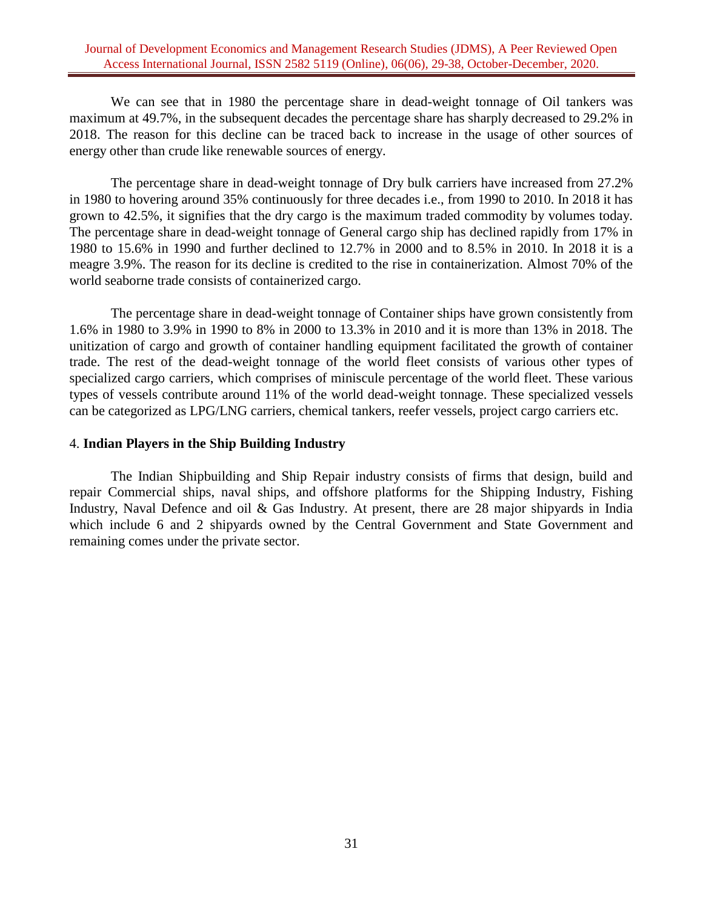We can see that in 1980 the percentage share in dead-weight tonnage of Oil tankers was maximum at 49.7%, in the subsequent decades the percentage share has sharply decreased to 29.2% in 2018. The reason for this decline can be traced back to increase in the usage of other sources of energy other than crude like renewable sources of energy.

The percentage share in dead-weight tonnage of Dry bulk carriers have increased from 27.2% in 1980 to hovering around 35% continuously for three decades i.e., from 1990 to 2010. In 2018 it has grown to 42.5%, it signifies that the dry cargo is the maximum traded commodity by volumes today. The percentage share in dead-weight tonnage of General cargo ship has declined rapidly from 17% in 1980 to 15.6% in 1990 and further declined to 12.7% in 2000 and to 8.5% in 2010. In 2018 it is a meagre 3.9%. The reason for its decline is credited to the rise in containerization. Almost 70% of the world seaborne trade consists of containerized cargo.

The percentage share in dead-weight tonnage of Container ships have grown consistently from 1.6% in 1980 to 3.9% in 1990 to 8% in 2000 to 13.3% in 2010 and it is more than 13% in 2018. The unitization of cargo and growth of container handling equipment facilitated the growth of container trade. The rest of the dead-weight tonnage of the world fleet consists of various other types of specialized cargo carriers, which comprises of miniscule percentage of the world fleet. These various types of vessels contribute around 11% of the world dead-weight tonnage. These specialized vessels can be categorized as LPG/LNG carriers, chemical tankers, reefer vessels, project cargo carriers etc.

## 4. **Indian Players in the Ship Building Industry**

The Indian Shipbuilding and Ship Repair industry consists of firms that design, build and repair Commercial ships, naval ships, and offshore platforms for the Shipping Industry, Fishing Industry, Naval Defence and oil & Gas Industry. At present, there are 28 major shipyards in India which include 6 and 2 shipyards owned by the Central Government and State Government and remaining comes under the private sector.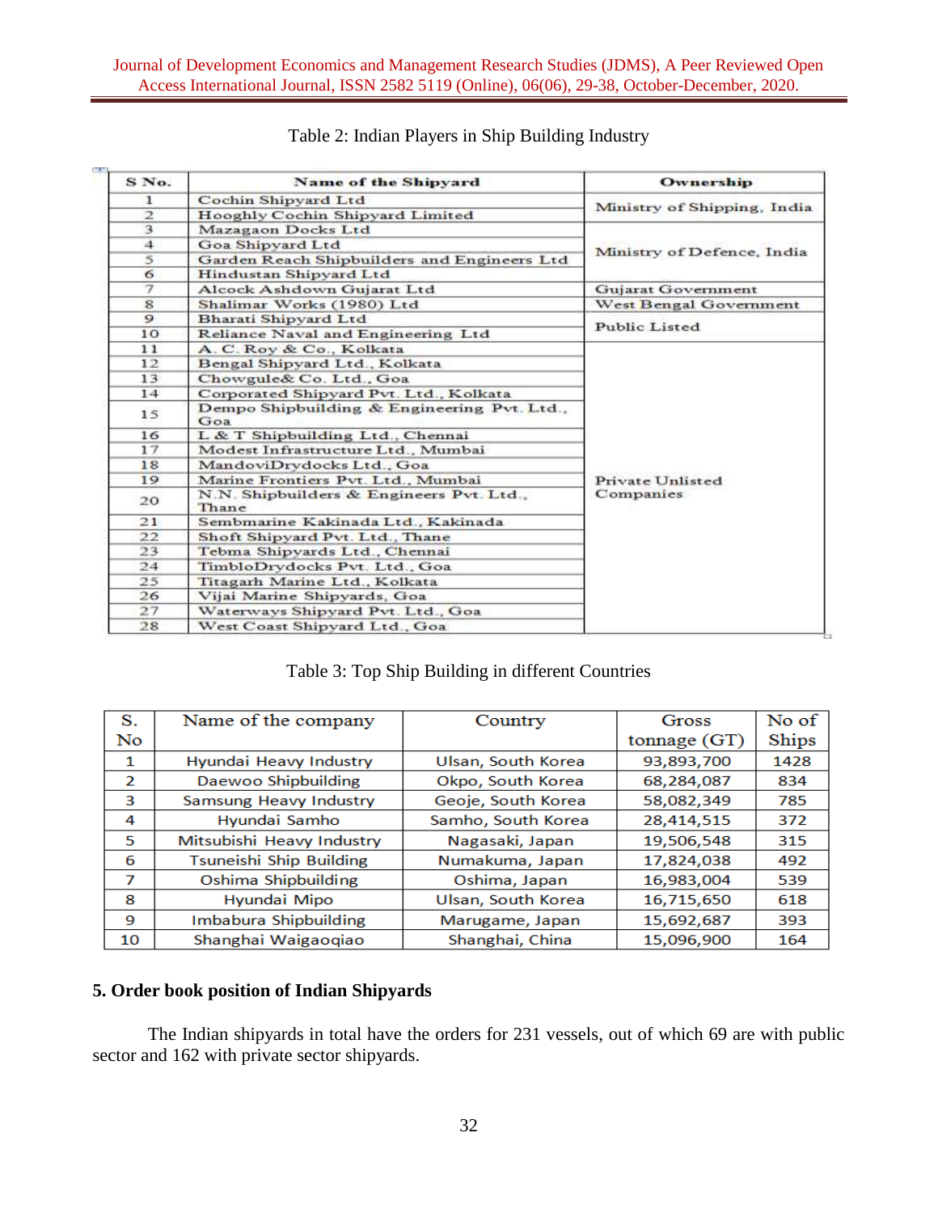Table 2: Indian Players in Ship Building Industry

| S No. | Name of the Shipyard | Ownership |
|---|---|---|
| 1 | Cochin Shipyard Ltd | Ministry of Shipping, India |
| 2 | Hooghly Cochin Shipyard Limited | |
| 3 | Mazagaon Docks Ltd | Ministry of Defence, India |
| 4 | Goa Shipyard Ltd | |
| 5 | Garden Reach Shipbuilders and Engineers Ltd | |
| 6 | Hindustan Shipyard Ltd | |
| 7 | Alcock Ashdown Gujarat Ltd | Gujarat Government |
| 8 | Shalimar Works (1980) Ltd | West Bengal Government |
| 9 | Bharati Shipyard Ltd | Public Listed |
| 10 | Reliance Naval and Engineering Ltd | |
| 11 | A. C. Roy & Co., Kolkata | Private Unlisted Companies |
| 12 | Bengal Shipyard Ltd., Kolkata | |
| 13 | Chowgule& Co. Ltd., Goa | |
| 14 | Corporated Shipyard Pvt. Ltd., Kolkata | |
| 15 | Dempo Shipbuilding & Engineering Pvt. Ltd., Goa | |
| 16 | L & T Shipbuilding Ltd., Chennai | |
| 17 | Modest Infrastructure Ltd., Mumbai | |
| 18 | MandoviDrydocks Ltd., Goa | |
| 19 | Marine Frontiers Pvt. Ltd., Mumbai | |
| 20 | N.N. Shipbuilders & Engineers Pvt. Ltd., Thane | |
| 21 | Sembmarine Kakinada Ltd., Kakinada | |
| 22 | Shoft Shipyard Pvt. Ltd., Thane | |
| 23 | Tebma Shipyards Ltd., Chennai | |
| 24 | TimbloDrydocks Pvt. Ltd., Goa | |
| 25 | Titagarh Marine Ltd., Kolkata | |
| 26 | Vijai Marine Shipyards, Goa | |
| 27 | Waterways Shipyard Pvt. Ltd., Goa | |
| 28 | West Coast Shipyard Ltd., Goa | |

Table 3: Top Ship Building in different Countries

| S. No | Name of the company | Country | Gross tonnage (GT) | No of Ships |
|---|---|---|---|---|
| 1 | Hyundai Heavy Industry | Ulsan, South Korea | 93,893,700 | 1428 |
| 2 | Daewoo Shipbuilding | Okpo, South Korea | 68,284,087 | 834 |
| 3 | Samsung Heavy Industry | Geoje, South Korea | 58,082,349 | 785 |
| 4 | Hyundai Samho | Samho, South Korea | 28,414,515 | 372 |
| 5 | Mitsubishi Heavy Industry | Nagasaki, Japan | 19,506,548 | 315 |
| 6 | Tsuneishi Ship Building | Numakuma, Japan | 17,824,038 | 492 |
| 7 | Oshima Shipbuilding | Oshima, Japan | 16,983,004 | 539 |
| 8 | Hyundai Mipo | Ulsan, South Korea | 16,715,650 | 618 |
| 9 | Imbabura Shipbuilding | Marugame, Japan | 15,692,687 | 393 |
| 10 | Shanghai Waigaoqiao | Shanghai, China | 15,096,900 | 164 |

## 5. Order book position of Indian Shipyards

The Indian shipyards in total have the orders for 231 vessels, out of which 69 are with public sector and 162 with private sector shipyards.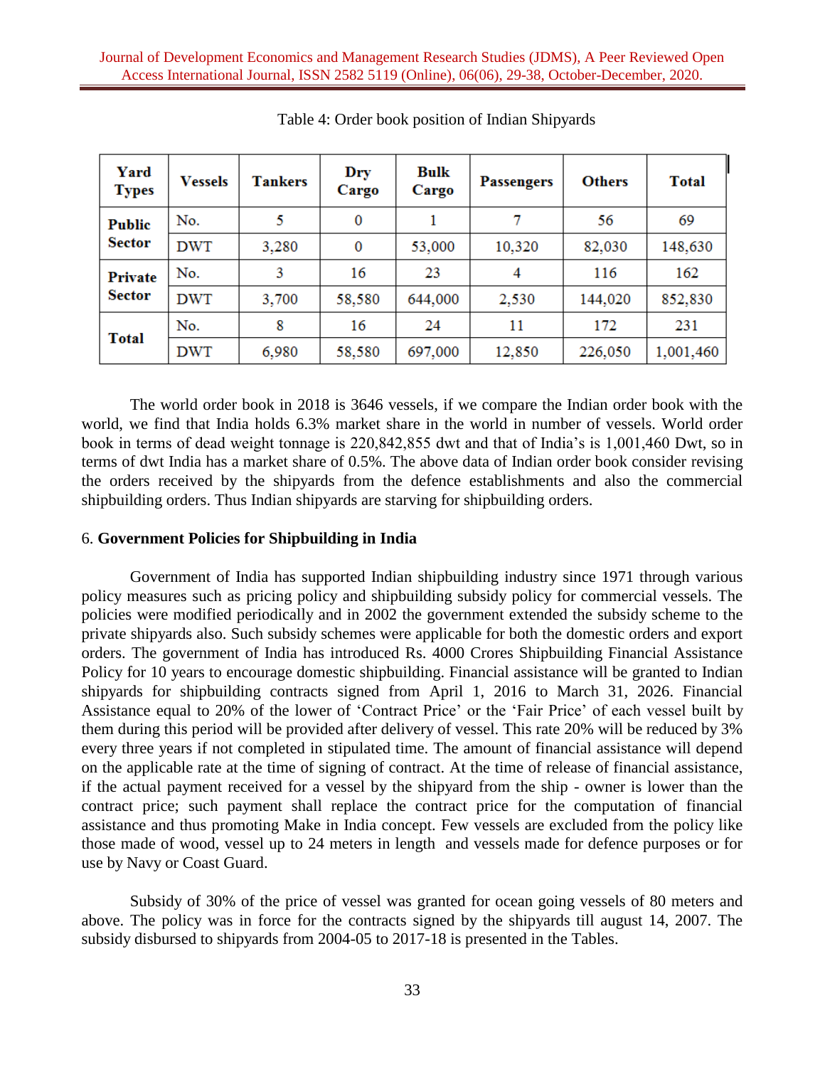Table 4: Order book position of Indian Shipyards

| Yard Types | Vessels | Tankers | Dry Cargo | Bulk Cargo | Passengers | Others | Total |
|---|---|---|---|---|---|---|---|
| Public Sector | No. | 5 | 0 | 1 | 7 | 56 | 69 |
| | DWT | 3,280 | 0 | 53,000 | 10,320 | 82,030 | 148,630 |
| Private Sector | No. | 3 | 16 | 23 | 4 | 116 | 162 |
| | DWT | 3,700 | 58,580 | 644,000 | 2,530 | 144,020 | 852,830 |
| Total | No. | 8 | 16 | 24 | 11 | 172 | 231 |
| | DWT | 6,980 | 58,580 | 697,000 | 12,850 | 226,050 | 1,001,460 |

The world order book in 2018 is 3646 vessels, if we compare the Indian order book with the world, we find that India holds 6.3% market share in the world in number of vessels. World order book in terms of dead weight tonnage is 220,842,855 dwt and that of India's is 1,001,460 Dwt, so in terms of dwt India has a market share of 0.5%. The above data of Indian order book consider revising the orders received by the shipyards from the defence establishments and also the commercial shipbuilding orders. Thus Indian shipyards are starving for shipbuilding orders.

## 6. **Government Policies for Shipbuilding in India**

Government of India has supported Indian shipbuilding industry since 1971 through various policy measures such as pricing policy and shipbuilding subsidy policy for commercial vessels. The policies were modified periodically and in 2002 the government extended the subsidy scheme to the private shipyards also. Such subsidy schemes were applicable for both the domestic orders and export orders. The government of India has introduced Rs. 4000 Crores Shipbuilding Financial Assistance Policy for 10 years to encourage domestic shipbuilding. Financial assistance will be granted to Indian shipyards for shipbuilding contracts signed from April 1, 2016 to March 31, 2026. Financial Assistance equal to 20% of the lower of 'Contract Price' or the 'Fair Price' of each vessel built by them during this period will be provided after delivery of vessel. This rate 20% will be reduced by 3% every three years if not completed in stipulated time. The amount of financial assistance will depend on the applicable rate at the time of signing of contract. At the time of release of financial assistance, if the actual payment received for a vessel by the shipyard from the ship - owner is lower than the contract price; such payment shall replace the contract price for the computation of financial assistance and thus promoting Make in India concept. Few vessels are excluded from the policy like those made of wood, vessel up to 24 meters in length and vessels made for defence purposes or for use by Navy or Coast Guard.

Subsidy of 30% of the price of vessel was granted for ocean going vessels of 80 meters and above. The policy was in force for the contracts signed by the shipyards till august 14, 2007. The subsidy disbursed to shipyards from 2004-05 to 2017-18 is presented in the Tables.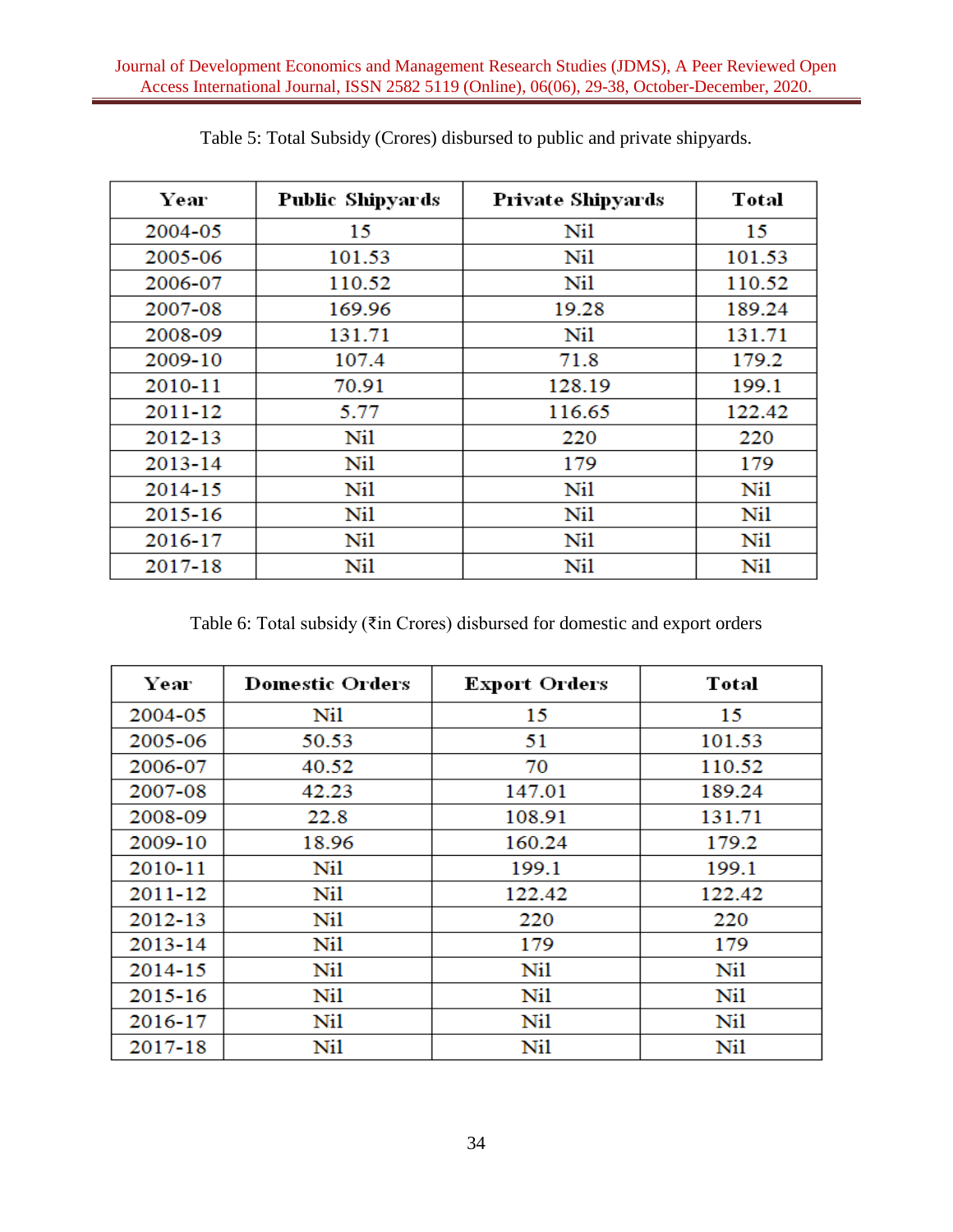Table 5: Total Subsidy (Crores) disbursed to public and private shipyards.

| Year | Public Shipyards | Private Shipyards | Total |
|---|---|---|---|
| 2004-05 | 15 | Nil | 15 |
| 2005-06 | 101.53 | Nil | 101.53 |
| 2006-07 | 110.52 | Nil | 110.52 |
| 2007-08 | 169.96 | 19.28 | 189.24 |
| 2008-09 | 131.71 | Nil | 131.71 |
| 2009-10 | 107.4 | 71.8 | 179.2 |
| 2010-11 | 70.91 | 128.19 | 199.1 |
| 2011-12 | 5.77 | 116.65 | 122.42 |
| 2012-13 | Nil | 220 | 220 |
| 2013-14 | Nil | 179 | 179 |
| 2014-15 | Nil | Nil | Nil |
| 2015-16 | Nil | Nil | Nil |
| 2016-17 | Nil | Nil | Nil |
| 2017-18 | Nil | Nil | Nil |

Table 6: Total subsidy (₹in Crores) disbursed for domestic and export orders

| Year | Domestic Orders | Export Orders | Total |
|---|---|---|---|
| 2004-05 | Nil | 15 | 15 |
| 2005-06 | 50.53 | 51 | 101.53 |
| 2006-07 | 40.52 | 70 | 110.52 |
| 2007-08 | 42.23 | 147.01 | 189.24 |
| 2008-09 | 22.8 | 108.91 | 131.71 |
| 2009-10 | 18.96 | 160.24 | 179.2 |
| 2010-11 | Nil | 199.1 | 199.1 |
| 2011-12 | Nil | 122.42 | 122.42 |
| 2012-13 | Nil | 220 | 220 |
| 2013-14 | Nil | 179 | 179 |
| 2014-15 | Nil | Nil | Nil |
| 2015-16 | Nil | Nil | Nil |
| 2016-17 | Nil | Nil | Nil |
| 2017-18 | Nil | Nil | Nil |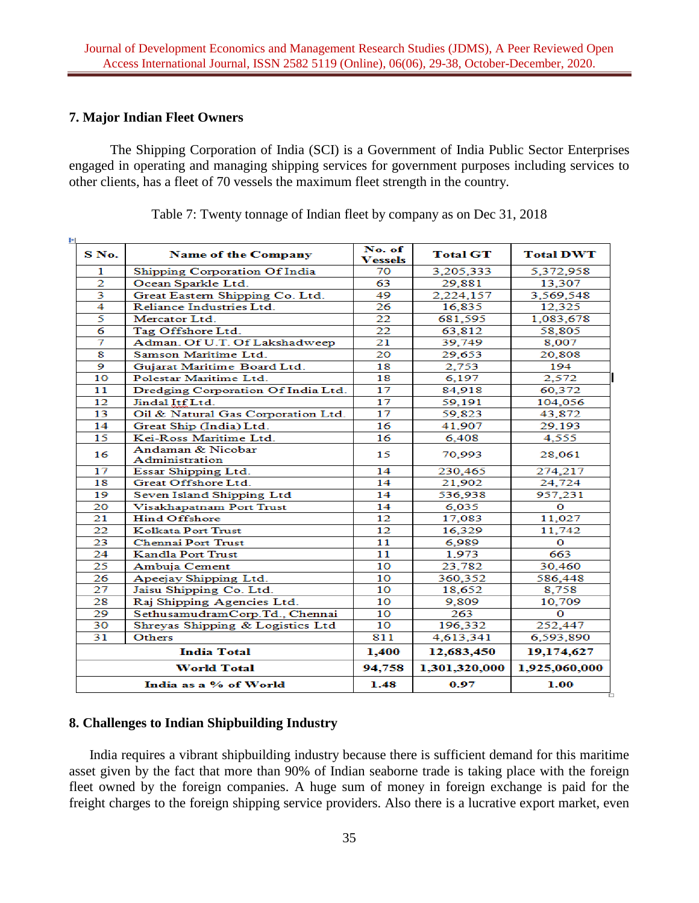## 7. Major Indian Fleet Owners

The Shipping Corporation of India (SCI) is a Government of India Public Sector Enterprises engaged in operating and managing shipping services for government purposes including services to other clients, has a fleet of 70 vessels the maximum fleet strength in the country.

Table 7: Twenty tonnage of Indian fleet by company as on Dec 31, 2018

| S No. | Name of the Company | No. of Vessels | Total GT | Total DWT |
|---|---|---|---|---|
| 1 | Shipping Corporation Of India | 70 | 3,205,333 | 5,372,958 |
| 2 | Ocean Sparkle Ltd. | 63 | 29,881 | 13,307 |
| 3 | Great Eastern Shipping Co. Ltd. | 49 | 2,224,157 | 3,569,548 |
| 4 | Reliance Industries Ltd. | 26 | 16,835 | 12,325 |
| 5 | Mercator Ltd. | 22 | 681,595 | 1,083,678 |
| 6 | Tag Offshore Ltd. | 22 | 63,812 | 58,805 |
| 7 | Adman. Of U.T. Of Lakshadweep | 21 | 39,749 | 8,007 |
| 8 | Samson Maritime Ltd. | 20 | 29,653 | 20,808 |
| 9 | Gujarat Maritime Board Ltd. | 18 | 2,753 | 194 |
| 10 | Polestar Maritime Ltd. | 18 | 6,197 | 2,572 |
| 11 | Dredging Corporation Of India Ltd. | 17 | 84,918 | 60,372 |
| 12 | Jindal Itf Ltd. | 17 | 59,191 | 104,056 |
| 13 | Oil & Natural Gas Corporation Ltd. | 17 | 59,823 | 43,872 |
| 14 | Great Ship (India) Ltd. | 16 | 41,907 | 29,193 |
| 15 | Kei-Ross Maritime Ltd. | 16 | 6,408 | 4,555 |
| 16 | Andaman & Nicobar Administration | 15 | 70,993 | 28,061 |
| 17 | Essar Shipping Ltd. | 14 | 230,465 | 274,217 |
| 18 | Great Offshore Ltd. | 14 | 21,902 | 24,724 |
| 19 | Seven Island Shipping Ltd | 14 | 536,938 | 957,231 |
| 20 | Visakhapatnam Port Trust | 14 | 6,035 | 0 |
| 21 | Hind Offshore | 12 | 17,083 | 11,027 |
| 22 | Kolkata Port Trust | 12 | 16,329 | 11,742 |
| 23 | Chennai Port Trust | 11 | 6,989 | 0 |
| 24 | Kandla Port Trust | 11 | 1,973 | 663 |
| 25 | Ambuja Cement | 10 | 23,782 | 30,460 |
| 26 | Apeejay Shipping Ltd. | 10 | 360,352 | 586,448 |
| 27 | Jaisu Shipping Co. Ltd. | 10 | 18,652 | 8,758 |
| 28 | Raj Shipping Agencies Ltd. | 10 | 9,809 | 10,709 |
| 29 | SethusamudramCorp.Td., Chennai | 10 | 263 | 0 |
| 30 | Shreyas Shipping & Logistics Ltd | 10 | 196,332 | 252,447 |
| 31 | Others | 811 | 4,613,341 | 6,593,890 |
| **India Total** | | **1,400** | **12,683,450** | **19,174,627** |
| **World Total** | | **94,758** | **1,301,320,000** | **1,925,060,000** |
| **India as a % of World** | | **1.48** | **0.97** | **1.00** |

## 8. Challenges to Indian Shipbuilding Industry

India requires a vibrant shipbuilding industry because there is sufficient demand for this maritime asset given by the fact that more than 90% of Indian seaborne trade is taking place with the foreign fleet owned by the foreign companies. A huge sum of money in foreign exchange is paid for the freight charges to the foreign shipping service providers. Also there is a lucrative export market, even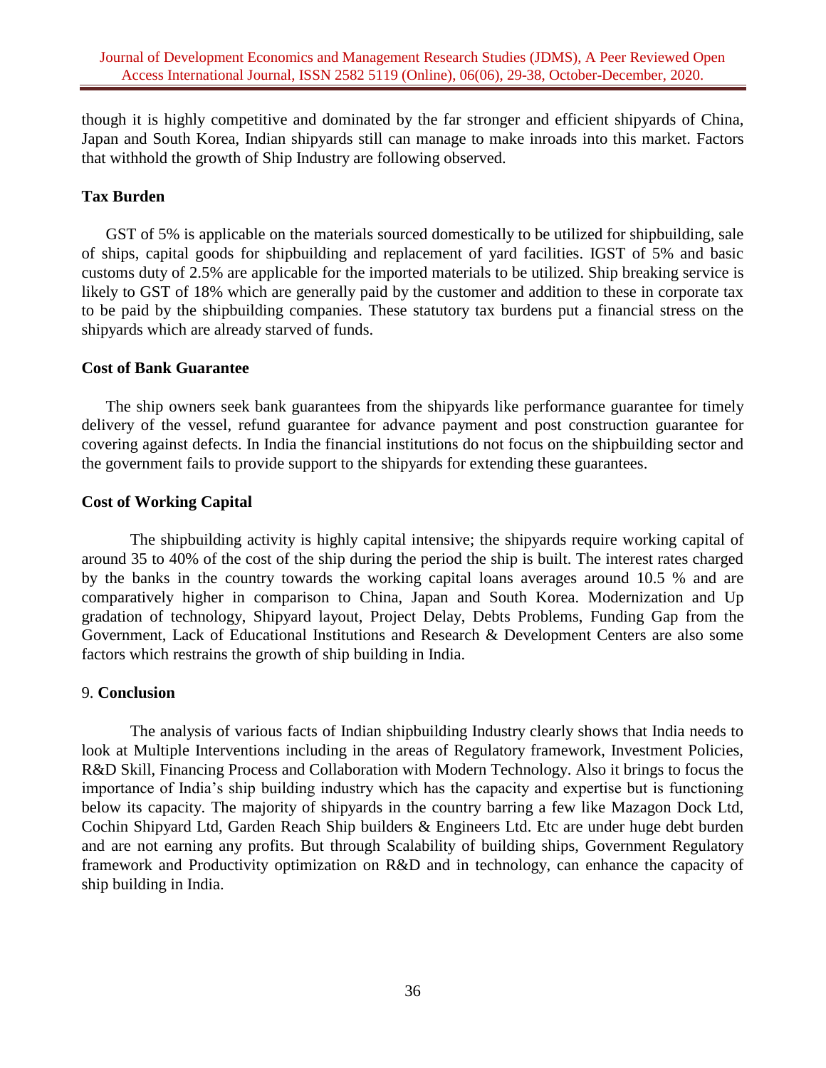though it is highly competitive and dominated by the far stronger and efficient shipyards of China, Japan and South Korea, Indian shipyards still can manage to make inroads into this market. Factors that withhold the growth of Ship Industry are following observed.

### Tax Burden

GST of 5% is applicable on the materials sourced domestically to be utilized for shipbuilding, sale of ships, capital goods for shipbuilding and replacement of yard facilities. IGST of 5% and basic customs duty of 2.5% are applicable for the imported materials to be utilized. Ship breaking service is likely to GST of 18% which are generally paid by the customer and addition to these in corporate tax to be paid by the shipbuilding companies. These statutory tax burdens put a financial stress on the shipyards which are already starved of funds.

### Cost of Bank Guarantee

The ship owners seek bank guarantees from the shipyards like performance guarantee for timely delivery of the vessel, refund guarantee for advance payment and post construction guarantee for covering against defects. In India the financial institutions do not focus on the shipbuilding sector and the government fails to provide support to the shipyards for extending these guarantees.

### Cost of Working Capital

The shipbuilding activity is highly capital intensive; the shipyards require working capital of around 35 to 40% of the cost of the ship during the period the ship is built. The interest rates charged by the banks in the country towards the working capital loans averages around 10.5 % and are comparatively higher in comparison to China, Japan and South Korea. Modernization and Up gradation of technology, Shipyard layout, Project Delay, Debts Problems, Funding Gap from the Government, Lack of Educational Institutions and Research & Development Centers are also some factors which restrains the growth of ship building in India.

## 9. Conclusion

The analysis of various facts of Indian shipbuilding Industry clearly shows that India needs to look at Multiple Interventions including in the areas of Regulatory framework, Investment Policies, R&D Skill, Financing Process and Collaboration with Modern Technology. Also it brings to focus the importance of India's ship building industry which has the capacity and expertise but is functioning below its capacity. The majority of shipyards in the country barring a few like Mazagon Dock Ltd, Cochin Shipyard Ltd, Garden Reach Ship builders & Engineers Ltd. Etc are under huge debt burden and are not earning any profits. But through Scalability of building ships, Government Regulatory framework and Productivity optimization on R&D and in technology, can enhance the capacity of ship building in India.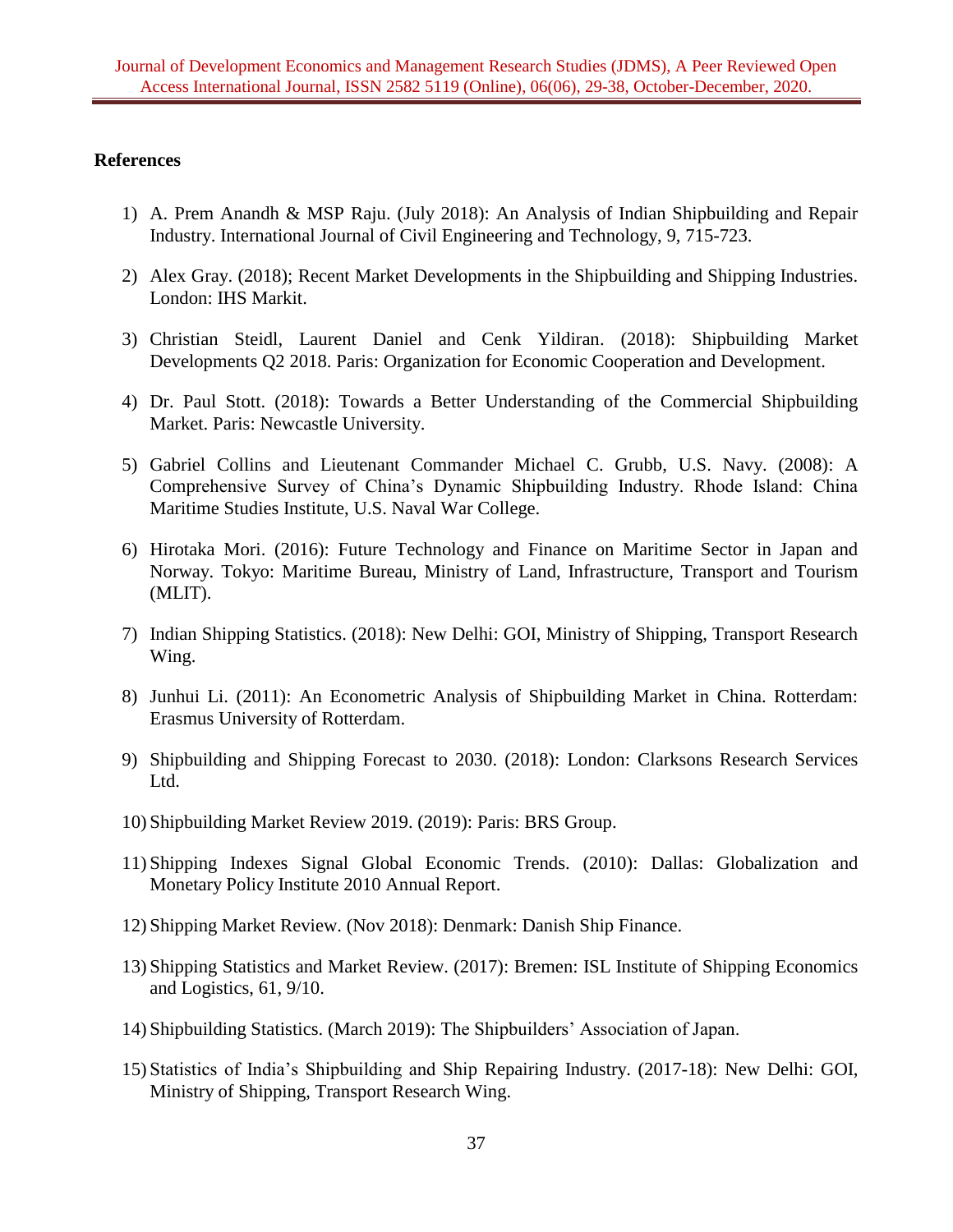## References

1) A. Prem Anandh & MSP Raju. (July 2018): An Analysis of Indian Shipbuilding and Repair Industry. International Journal of Civil Engineering and Technology, 9, 715-723.
2) Alex Gray. (2018); Recent Market Developments in the Shipbuilding and Shipping Industries. London: IHS Markit.
3) Christian Steidl, Laurent Daniel and Cenk Yildiran. (2018): Shipbuilding Market Developments Q2 2018. Paris: Organization for Economic Cooperation and Development.
4) Dr. Paul Stott. (2018): Towards a Better Understanding of the Commercial Shipbuilding Market. Paris: Newcastle University.
5) Gabriel Collins and Lieutenant Commander Michael C. Grubb, U.S. Navy. (2008): A Comprehensive Survey of China's Dynamic Shipbuilding Industry. Rhode Island: China Maritime Studies Institute, U.S. Naval War College.
6) Hirotaka Mori. (2016): Future Technology and Finance on Maritime Sector in Japan and Norway. Tokyo: Maritime Bureau, Ministry of Land, Infrastructure, Transport and Tourism (MLIT).
7) Indian Shipping Statistics. (2018): New Delhi: GOI, Ministry of Shipping, Transport Research Wing.
8) Junhui Li. (2011): An Econometric Analysis of Shipbuilding Market in China. Rotterdam: Erasmus University of Rotterdam.
9) Shipbuilding and Shipping Forecast to 2030. (2018): London: Clarksons Research Services Ltd.
10) Shipbuilding Market Review 2019. (2019): Paris: BRS Group.
11) Shipping Indexes Signal Global Economic Trends. (2010): Dallas: Globalization and Monetary Policy Institute 2010 Annual Report.
12) Shipping Market Review. (Nov 2018): Denmark: Danish Ship Finance.
13) Shipping Statistics and Market Review. (2017): Bremen: ISL Institute of Shipping Economics and Logistics, 61, 9/10.
14) Shipbuilding Statistics. (March 2019): The Shipbuilders' Association of Japan.
15) Statistics of India's Shipbuilding and Ship Repairing Industry. (2017-18): New Delhi: GOI, Ministry of Shipping, Transport Research Wing.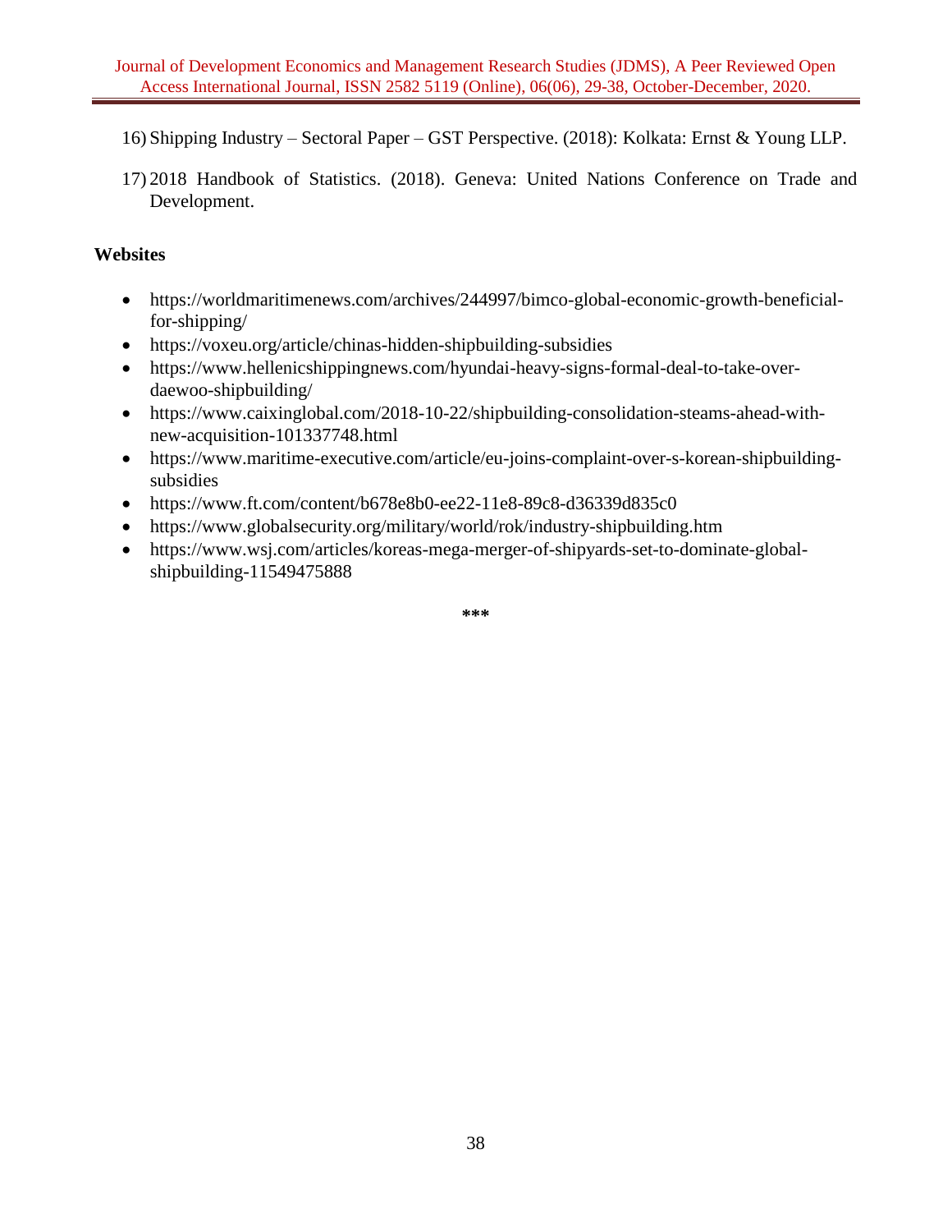16) Shipping Industry – Sectoral Paper – GST Perspective. (2018): Kolkata: Ernst & Young LLP.

17) 2018 Handbook of Statistics. (2018). Geneva: United Nations Conference on Trade and Development.

## Websites

- https://worldmaritimenews.com/archives/244997/bimco-global-economic-growth-beneficial-for-shipping/
- https://voxeu.org/article/chinas-hidden-shipbuilding-subsidies
- https://www.hellenicshippingnews.com/hyundai-heavy-signs-formal-deal-to-take-over-daewoo-shipbuilding/
- https://www.caixinglobal.com/2018-10-22/shipbuilding-consolidation-steams-ahead-with-new-acquisition-101337748.html
- https://www.maritime-executive.com/article/eu-joins-complaint-over-s-korean-shipbuilding-subsidies
- https://www.ft.com/content/b678e8b0-ee22-11e8-89c8-d36339d835c0
- https://www.globalsecurity.org/military/world/rok/industry-shipbuilding.htm
- https://www.wsj.com/articles/koreas-mega-merger-of-shipyards-set-to-dominate-global-shipbuilding-11549475888

***